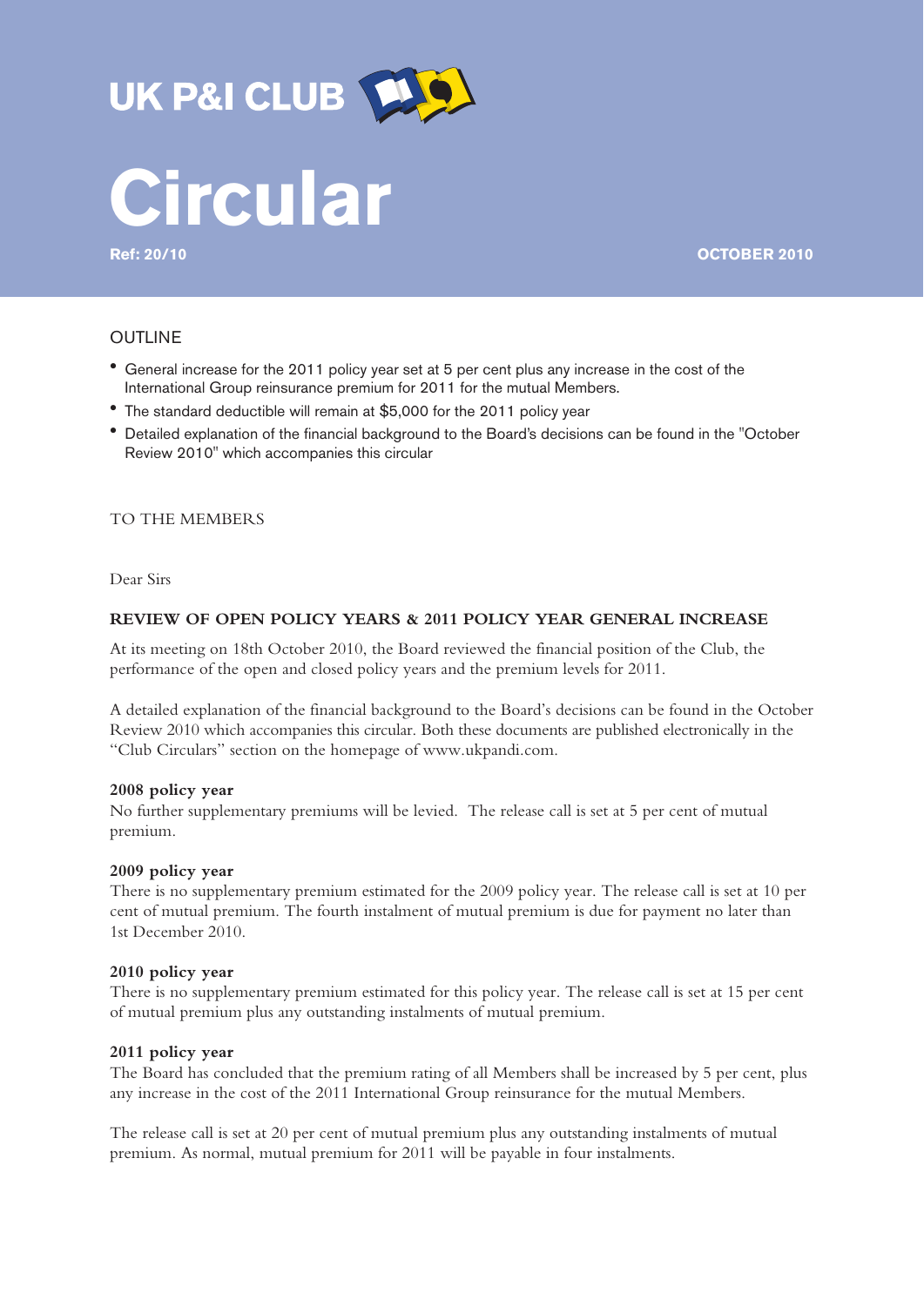UK P&I CLUB

# Circular

**Ref: 20/10** **OCTOBER 2010**

## OUTLINE

- General increase for the 2011 policy year set at 5 per cent plus any increase in the cost of the International Group reinsurance premium for 2011 for the mutual Members.
- The standard deductible will remain at $5,000 for the 2011 policy year
- Detailed explanation of the financial background to the Board's decisions can be found in the "October Review 2010" which accompanies this circular

TO THE MEMBERS

Dear Sirs

**REVIEW OF OPEN POLICY YEARS & 2011 POLICY YEAR GENERAL INCREASE**

At its meeting on 18th October 2010, the Board reviewed the financial position of the Club, the performance of the open and closed policy years and the premium levels for 2011.

A detailed explanation of the financial background to the Board's decisions can be found in the October Review 2010 which accompanies this circular. Both these documents are published electronically in the "Club Circulars" section on the homepage of www.ukpandi.com.

**2008 policy year**

No further supplementary premiums will be levied. The release call is set at 5 per cent of mutual premium.

**2009 policy year**

There is no supplementary premium estimated for the 2009 policy year. The release call is set at 10 per cent of mutual premium. The fourth instalment of mutual premium is due for payment no later than 1st December 2010.

**2010 policy year**

There is no supplementary premium estimated for this policy year. The release call is set at 15 per cent of mutual premium plus any outstanding instalments of mutual premium.

**2011 policy year**

The Board has concluded that the premium rating of all Members shall be increased by 5 per cent, plus any increase in the cost of the 2011 International Group reinsurance for the mutual Members.

The release call is set at 20 per cent of mutual premium plus any outstanding instalments of mutual premium. As normal, mutual premium for 2011 will be payable in four instalments.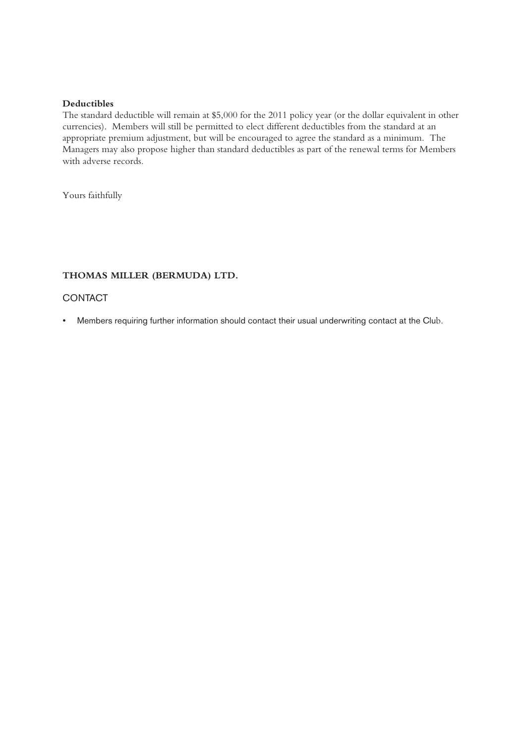**Deductibles**

The standard deductible will remain at $5,000 for the 2011 policy year (or the dollar equivalent in other currencies). Members will still be permitted to elect different deductibles from the standard at an appropriate premium adjustment, but will be encouraged to agree the standard as a minimum. The Managers may also propose higher than standard deductibles as part of the renewal terms for Members with adverse records.

Yours faithfully

**THOMAS MILLER (BERMUDA) LTD.**

## CONTACT

- Members requiring further information should contact their usual underwriting contact at the Club.